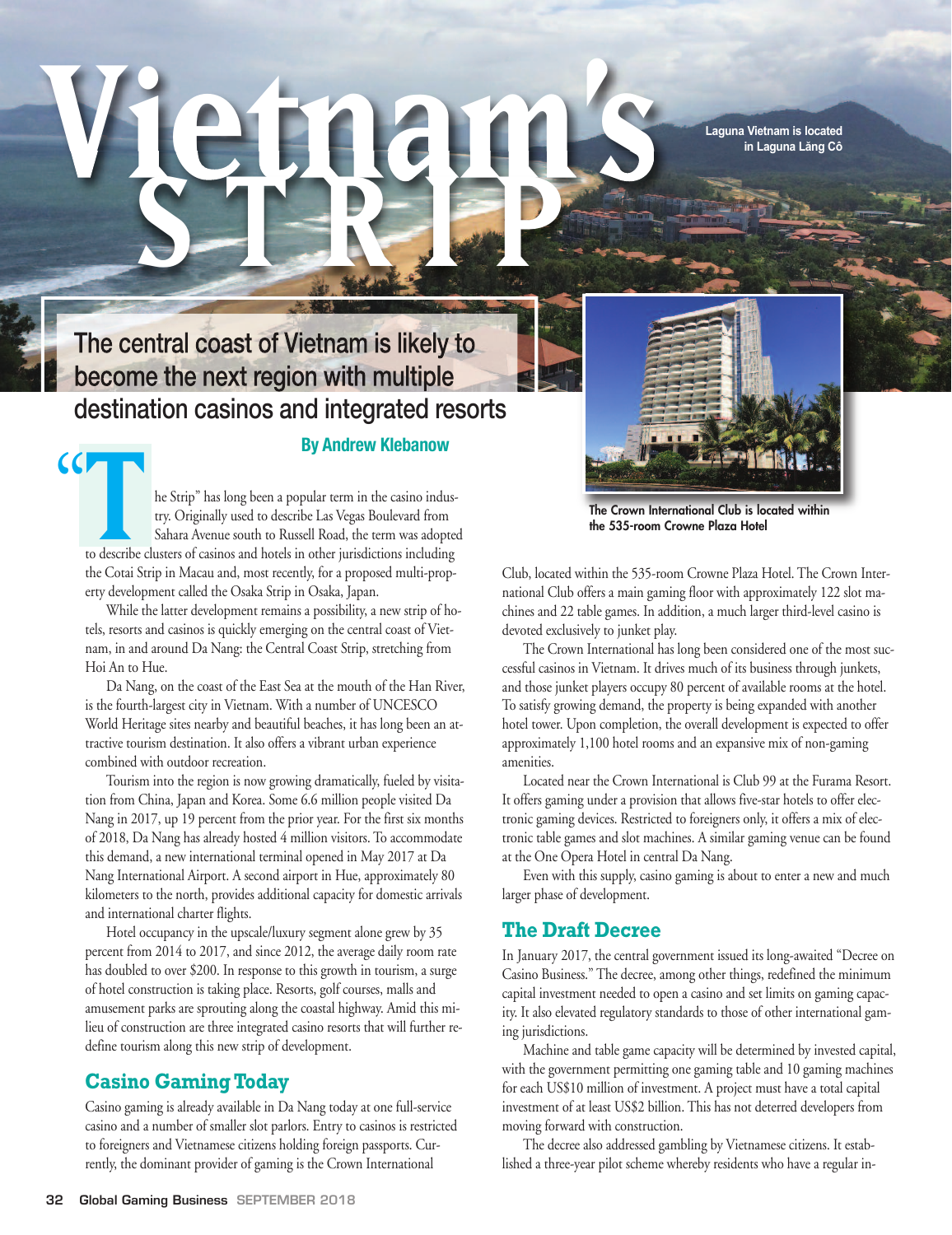# Vietnam's STRIP

Laguna Vietnam is located in Laguna Lăng Cô

## The central coast of Vietnam is likely to become the next region with multiple destination casinos and integrated resorts

**By Andrew Klebanow**

"The Strip" has long been a popular term in the casino industry. Originally used to describe Las Vegas Boulevard from Sahara Avenue south to Russell Road, the term was adopted to describe clusters of casinos and hotels in other jurisdictions including the Cotai Strip in Macau and, most recently, for a proposed multi-property development called the Osaka Strip in Osaka, Japan.

While the latter development remains a possibility, a new strip of hotels, resorts and casinos is quickly emerging on the central coast of Vietnam, in and around Da Nang: the Central Coast Strip, stretching from Hoi An to Hue.

Da Nang, on the coast of the East Sea at the mouth of the Han River, is the fourth-largest city in Vietnam. With a number of UNCESCO World Heritage sites nearby and beautiful beaches, it has long been an attractive tourism destination. It also offers a vibrant urban experience combined with outdoor recreation.

Tourism into the region is now growing dramatically, fueled by visitation from China, Japan and Korea. Some 6.6 million people visited Da Nang in 2017, up 19 percent from the prior year. For the first six months of 2018, Da Nang has already hosted 4 million visitors. To accommodate this demand, a new international terminal opened in May 2017 at Da Nang International Airport. A second airport in Hue, approximately 80 kilometers to the north, provides additional capacity for domestic arrivals and international charter flights.

Hotel occupancy in the upscale/luxury segment alone grew by 35 percent from 2014 to 2017, and since 2012, the average daily room rate has doubled to over $200. In response to this growth in tourism, a surge of hotel construction is taking place. Resorts, golf courses, malls and amusement parks are sprouting along the coastal highway. Amid this milieu of construction are three integrated casino resorts that will further redefine tourism along this new strip of development.

### Casino Gaming Today

Casino gaming is already available in Da Nang today at one full-service casino and a number of smaller slot parlors. Entry to casinos is restricted to foreigners and Vietnamese citizens holding foreign passports. Currently, the dominant provider of gaming is the Crown International Club, located within the 535-room Crowne Plaza Hotel. The Crown International Club offers a main gaming floor with approximately 122 slot machines and 22 table games. In addition, a much larger third-level casino is devoted exclusively to junket play.

The Crown International Club is located within the 535-room Crowne Plaza Hotel

The Crown International has long been considered one of the most successful casinos in Vietnam. It drives much of its business through junkets, and those junket players occupy 80 percent of available rooms at the hotel. To satisfy growing demand, the property is being expanded with another hotel tower. Upon completion, the overall development is expected to offer approximately 1,100 hotel rooms and an expansive mix of non-gaming amenities.

Located near the Crown International is Club 99 at the Furama Resort. It offers gaming under a provision that allows five-star hotels to offer electronic gaming devices. Restricted to foreigners only, it offers a mix of electronic table games and slot machines. A similar gaming venue can be found at the One Opera Hotel in central Da Nang.

Even with this supply, casino gaming is about to enter a new and much larger phase of development.

### The Draft Decree

In January 2017, the central government issued its long-awaited "Decree on Casino Business." The decree, among other things, redefined the minimum capital investment needed to open a casino and set limits on gaming capacity. It also elevated regulatory standards to those of other international gaming jurisdictions.

Machine and table game capacity will be determined by invested capital, with the government permitting one gaming table and 10 gaming machines for each US$10 million of investment. A project must have a total capital investment of at least US$2 billion. This has not deterred developers from moving forward with construction.

The decree also addressed gambling by Vietnamese citizens. It established a three-year pilot scheme whereby residents who have a regular in-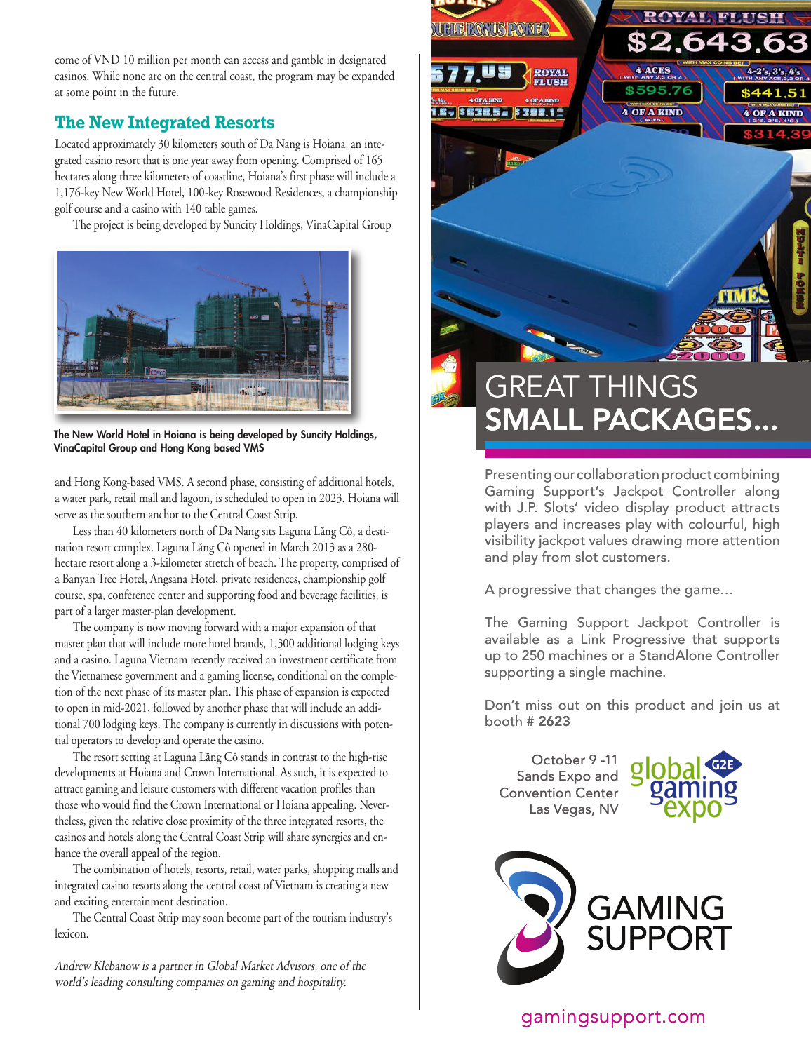come of VND 10 million per month can access and gamble in designated casinos. While none are on the central coast, the program may be expanded at some point in the future.

## The New Integrated Resorts

Located approximately 30 kilometers south of Da Nang is Hoiana, an integrated casino resort that is one year away from opening. Comprised of 165 hectares along three kilometers of coastline, Hoiana's first phase will include a 1,176-key New World Hotel, 100-key Rosewood Residences, a championship golf course and a casino with 140 table games.

The project is being developed by Suncity Holdings, VinaCapital Group and Hong Kong-based VMS. A second phase, consisting of additional hotels, a water park, retail mall and lagoon, is scheduled to open in 2023. Hoiana will serve as the southern anchor to the Central Coast Strip.

The New World Hotel in Hoiana is being developed by Suncity Holdings, VinaCapital Group and Hong Kong based VMS

Less than 40 kilometers north of Da Nang sits Laguna Lăng Cô, a destination resort complex. Laguna Lăng Cô opened in March 2013 as a 280-hectare resort along a 3-kilometer stretch of beach. The property, comprised of a Banyan Tree Hotel, Angsana Hotel, private residences, championship golf course, spa, conference center and supporting food and beverage facilities, is part of a larger master-plan development.

The company is now moving forward with a major expansion of that master plan that will include more hotel brands, 1,300 additional lodging keys and a casino. Laguna Vietnam recently received an investment certificate from the Vietnamese government and a gaming license, conditional on the completion of the next phase of its master plan. This phase of expansion is expected to open in mid-2021, followed by another phase that will include an additional 700 lodging keys. The company is currently in discussions with potential operators to develop and operate the casino.

The resort setting at Laguna Lăng Cô stands in contrast to the high-rise developments at Hoiana and Crown International. As such, it is expected to attract gaming and leisure customers with different vacation profiles than those who would find the Crown International or Hoiana appealing. Nevertheless, given the relative close proximity of the three integrated resorts, the casinos and hotels along the Central Coast Strip will share synergies and enhance the overall appeal of the region.

The combination of hotels, resorts, retail, water parks, shopping malls and integrated casino resorts along the central coast of Vietnam is creating a new and exciting entertainment destination.

The Central Coast Strip may soon become part of the tourism industry's lexicon.

*Andrew Klebanow is a partner in Global Market Advisors, one of the world's leading consulting companies on gaming and hospitality.*

# GREAT THINGS **SMALL PACKAGES...**

Presenting our collaboration product combining Gaming Support's Jackpot Controller along with J.P. Slots' video display product attracts players and increases play with colourful, high visibility jackpot values drawing more attention and play from slot customers.

A progressive that changes the game…

The Gaming Support Jackpot Controller is available as a Link Progressive that supports up to 250 machines or a StandAlone Controller supporting a single machine.

Don't miss out on this product and join us at booth # **2623**

October 9 -11
Sands Expo and
Convention Center
Las Vegas, NV

global gaming expo G2E

GAMING SUPPORT

gamingsupport.com